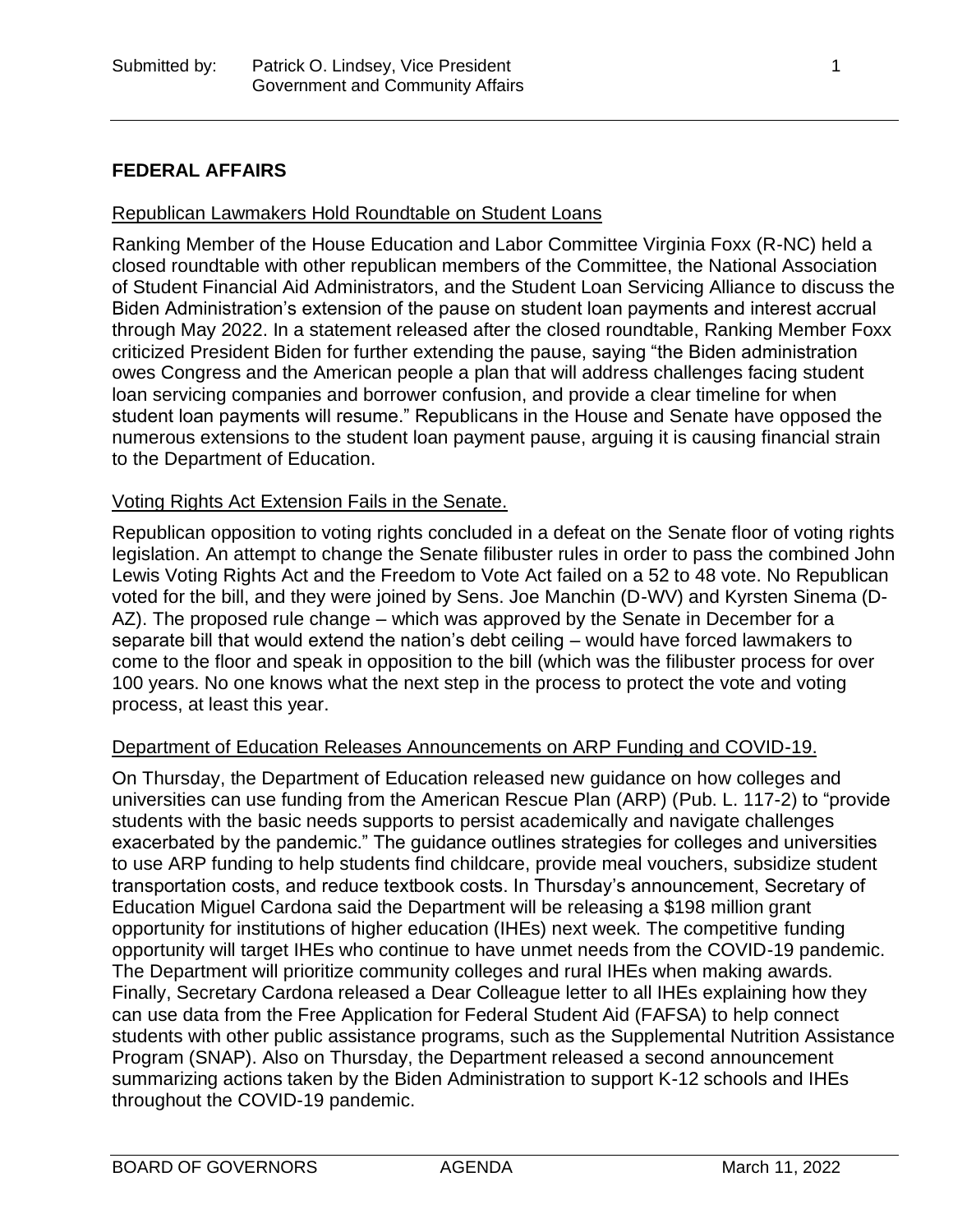## FEDERAL AFFAIRS

### Republican Lawmakers Hold Roundtable on Student Loans

Ranking Member of the House Education and Labor Committee Virginia Foxx (R-NC) held a closed roundtable with other republican members of the Committee, the National Association of Student Financial Aid Administrators, and the Student Loan Servicing Alliance to discuss the Biden Administration's extension of the pause on student loan payments and interest accrual through May 2022. In a statement released after the closed roundtable, Ranking Member Foxx criticized President Biden for further extending the pause, saying "the Biden administration owes Congress and the American people a plan that will address challenges facing student loan servicing companies and borrower confusion, and provide a clear timeline for when student loan payments will resume." Republicans in the House and Senate have opposed the numerous extensions to the student loan payment pause, arguing it is causing financial strain to the Department of Education.

### Voting Rights Act Extension Fails in the Senate.

Republican opposition to voting rights concluded in a defeat on the Senate floor of voting rights legislation. An attempt to change the Senate filibuster rules in order to pass the combined John Lewis Voting Rights Act and the Freedom to Vote Act failed on a 52 to 48 vote. No Republican voted for the bill, and they were joined by Sens. Joe Manchin (D-WV) and Kyrsten Sinema (D-AZ). The proposed rule change – which was approved by the Senate in December for a separate bill that would extend the nation's debt ceiling – would have forced lawmakers to come to the floor and speak in opposition to the bill (which was the filibuster process for over 100 years. No one knows what the next step in the process to protect the vote and voting process, at least this year.

### Department of Education Releases Announcements on ARP Funding and COVID-19.

On Thursday, the Department of Education released new guidance on how colleges and universities can use funding from the American Rescue Plan (ARP) (Pub. L. 117-2) to "provide students with the basic needs supports to persist academically and navigate challenges exacerbated by the pandemic." The guidance outlines strategies for colleges and universities to use ARP funding to help students find childcare, provide meal vouchers, subsidize student transportation costs, and reduce textbook costs. In Thursday's announcement, Secretary of Education Miguel Cardona said the Department will be releasing a $198 million grant opportunity for institutions of higher education (IHEs) next week. The competitive funding opportunity will target IHEs who continue to have unmet needs from the COVID-19 pandemic. The Department will prioritize community colleges and rural IHEs when making awards. Finally, Secretary Cardona released a Dear Colleague letter to all IHEs explaining how they can use data from the Free Application for Federal Student Aid (FAFSA) to help connect students with other public assistance programs, such as the Supplemental Nutrition Assistance Program (SNAP). Also on Thursday, the Department released a second announcement summarizing actions taken by the Biden Administration to support K-12 schools and IHEs throughout the COVID-19 pandemic.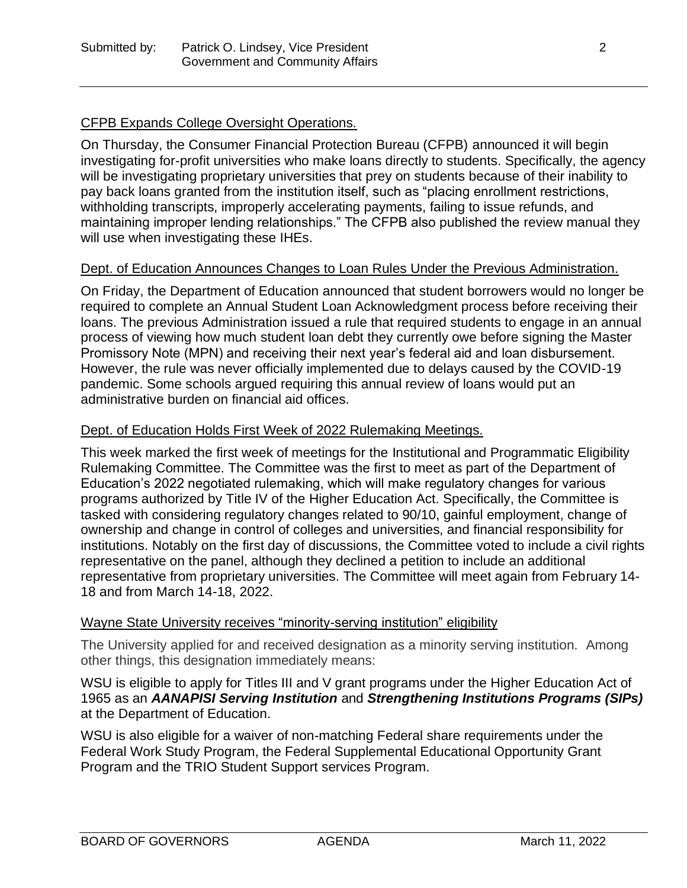CFPB Expands College Oversight Operations.

On Thursday, the Consumer Financial Protection Bureau (CFPB) announced it will begin investigating for-profit universities who make loans directly to students. Specifically, the agency will be investigating proprietary universities that prey on students because of their inability to pay back loans granted from the institution itself, such as "placing enrollment restrictions, withholding transcripts, improperly accelerating payments, failing to issue refunds, and maintaining improper lending relationships." The CFPB also published the review manual they will use when investigating these IHEs.

Dept. of Education Announces Changes to Loan Rules Under the Previous Administration.

On Friday, the Department of Education announced that student borrowers would no longer be required to complete an Annual Student Loan Acknowledgment process before receiving their loans. The previous Administration issued a rule that required students to engage in an annual process of viewing how much student loan debt they currently owe before signing the Master Promissory Note (MPN) and receiving their next year's federal aid and loan disbursement. However, the rule was never officially implemented due to delays caused by the COVID-19 pandemic. Some schools argued requiring this annual review of loans would put an administrative burden on financial aid offices.

Dept. of Education Holds First Week of 2022 Rulemaking Meetings.

This week marked the first week of meetings for the Institutional and Programmatic Eligibility Rulemaking Committee. The Committee was the first to meet as part of the Department of Education's 2022 negotiated rulemaking, which will make regulatory changes for various programs authorized by Title IV of the Higher Education Act. Specifically, the Committee is tasked with considering regulatory changes related to 90/10, gainful employment, change of ownership and change in control of colleges and universities, and financial responsibility for institutions. Notably on the first day of discussions, the Committee voted to include a civil rights representative on the panel, although they declined a petition to include an additional representative from proprietary universities. The Committee will meet again from February 14-18 and from March 14-18, 2022.

Wayne State University receives "minority-serving institution" eligibility

The University applied for and received designation as a minority serving institution. Among other things, this designation immediately means:

WSU is eligible to apply for Titles III and V grant programs under the Higher Education Act of 1965 as an ***AANAPISI Serving Institution*** and ***Strengthening Institutions Programs (SIPs)*** at the Department of Education.

WSU is also eligible for a waiver of non-matching Federal share requirements under the Federal Work Study Program, the Federal Supplemental Educational Opportunity Grant Program and the TRIO Student Support services Program.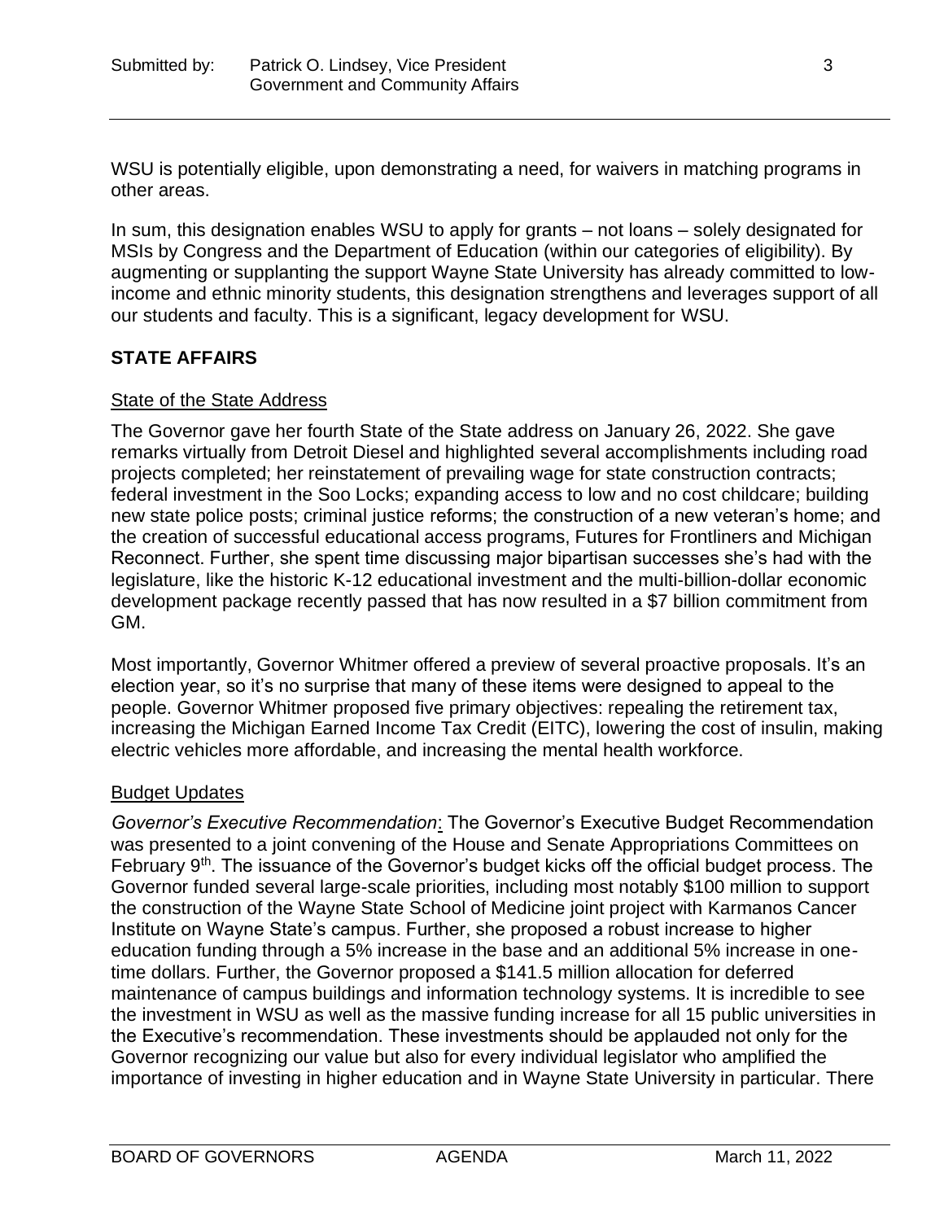WSU is potentially eligible, upon demonstrating a need, for waivers in matching programs in other areas.

In sum, this designation enables WSU to apply for grants – not loans – solely designated for MSIs by Congress and the Department of Education (within our categories of eligibility). By augmenting or supplanting the support Wayne State University has already committed to low-income and ethnic minority students, this designation strengthens and leverages support of all our students and faculty. This is a significant, legacy development for WSU.

## STATE AFFAIRS

### State of the State Address

The Governor gave her fourth State of the State address on January 26, 2022. She gave remarks virtually from Detroit Diesel and highlighted several accomplishments including road projects completed; her reinstatement of prevailing wage for state construction contracts; federal investment in the Soo Locks; expanding access to low and no cost childcare; building new state police posts; criminal justice reforms; the construction of a new veteran's home; and the creation of successful educational access programs, Futures for Frontliners and Michigan Reconnect. Further, she spent time discussing major bipartisan successes she's had with the legislature, like the historic K-12 educational investment and the multi-billion-dollar economic development package recently passed that has now resulted in a $7 billion commitment from GM.

Most importantly, Governor Whitmer offered a preview of several proactive proposals. It's an election year, so it's no surprise that many of these items were designed to appeal to the people. Governor Whitmer proposed five primary objectives: repealing the retirement tax, increasing the Michigan Earned Income Tax Credit (EITC), lowering the cost of insulin, making electric vehicles more affordable, and increasing the mental health workforce.

### Budget Updates

*Governor's Executive Recommendation*: The Governor's Executive Budget Recommendation was presented to a joint convening of the House and Senate Appropriations Committees on February 9th. The issuance of the Governor's budget kicks off the official budget process. The Governor funded several large-scale priorities, including most notably $100 million to support the construction of the Wayne State School of Medicine joint project with Karmanos Cancer Institute on Wayne State's campus. Further, she proposed a robust increase to higher education funding through a 5% increase in the base and an additional 5% increase in one-time dollars. Further, the Governor proposed a $141.5 million allocation for deferred maintenance of campus buildings and information technology systems. It is incredible to see the investment in WSU as well as the massive funding increase for all 15 public universities in the Executive's recommendation. These investments should be applauded not only for the Governor recognizing our value but also for every individual legislator who amplified the importance of investing in higher education and in Wayne State University in particular. There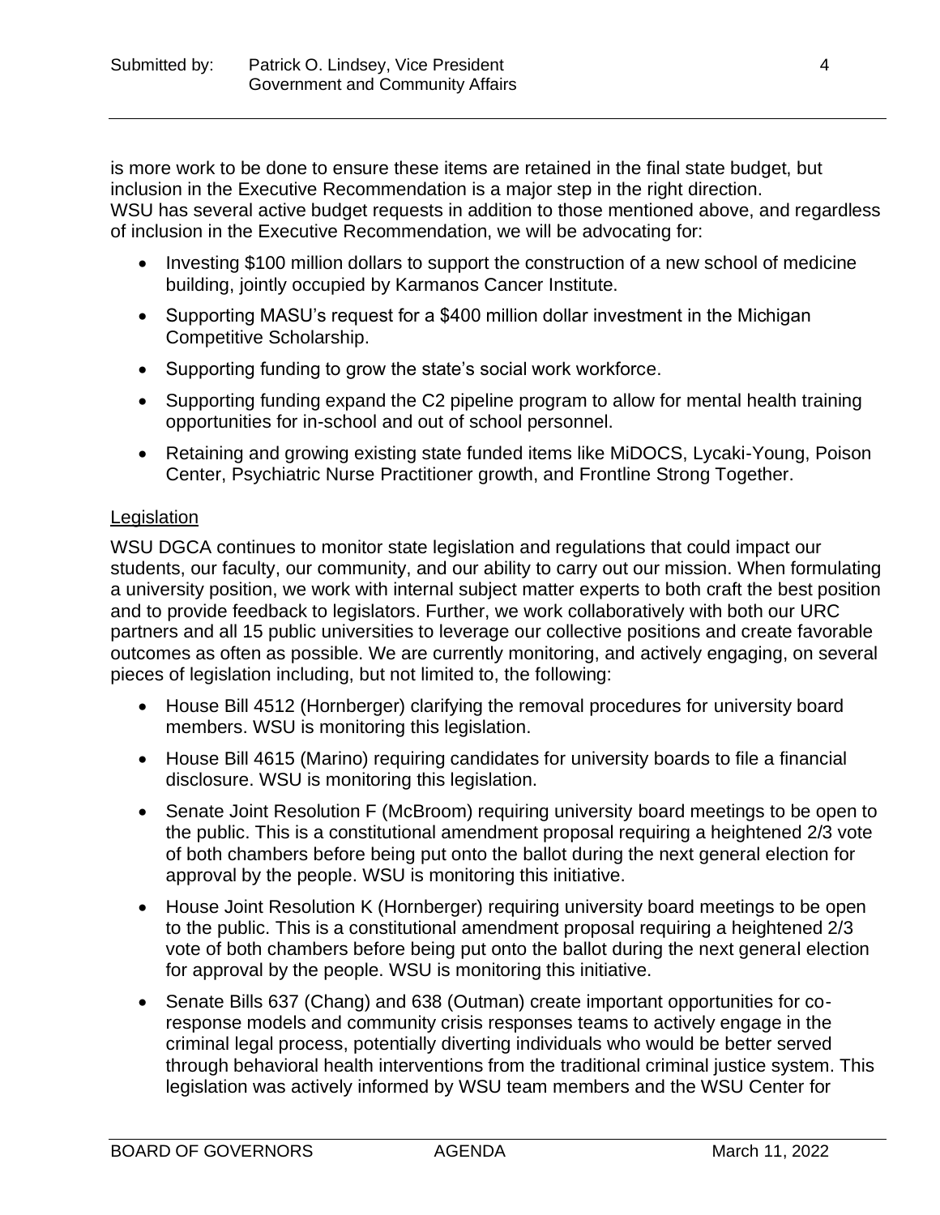is more work to be done to ensure these items are retained in the final state budget, but inclusion in the Executive Recommendation is a major step in the right direction.
WSU has several active budget requests in addition to those mentioned above, and regardless of inclusion in the Executive Recommendation, we will be advocating for:

- Investing $100 million dollars to support the construction of a new school of medicine building, jointly occupied by Karmanos Cancer Institute.
- Supporting MASU's request for a $400 million dollar investment in the Michigan Competitive Scholarship.
- Supporting funding to grow the state's social work workforce.
- Supporting funding expand the C2 pipeline program to allow for mental health training opportunities for in-school and out of school personnel.
- Retaining and growing existing state funded items like MiDOCS, Lycaki-Young, Poison Center, Psychiatric Nurse Practitioner growth, and Frontline Strong Together.

<u>Legislation</u>

WSU DGCA continues to monitor state legislation and regulations that could impact our students, our faculty, our community, and our ability to carry out our mission. When formulating a university position, we work with internal subject matter experts to both craft the best position and to provide feedback to legislators. Further, we work collaboratively with both our URC partners and all 15 public universities to leverage our collective positions and create favorable outcomes as often as possible. We are currently monitoring, and actively engaging, on several pieces of legislation including, but not limited to, the following:

- House Bill 4512 (Hornberger) clarifying the removal procedures for university board members. WSU is monitoring this legislation.
- House Bill 4615 (Marino) requiring candidates for university boards to file a financial disclosure. WSU is monitoring this legislation.
- Senate Joint Resolution F (McBroom) requiring university board meetings to be open to the public. This is a constitutional amendment proposal requiring a heightened 2/3 vote of both chambers before being put onto the ballot during the next general election for approval by the people. WSU is monitoring this initiative.
- House Joint Resolution K (Hornberger) requiring university board meetings to be open to the public. This is a constitutional amendment proposal requiring a heightened 2/3 vote of both chambers before being put onto the ballot during the next general election for approval by the people. WSU is monitoring this initiative.
- Senate Bills 637 (Chang) and 638 (Outman) create important opportunities for co-response models and community crisis responses teams to actively engage in the criminal legal process, potentially diverting individuals who would be better served through behavioral health interventions from the traditional criminal justice system. This legislation was actively informed by WSU team members and the WSU Center for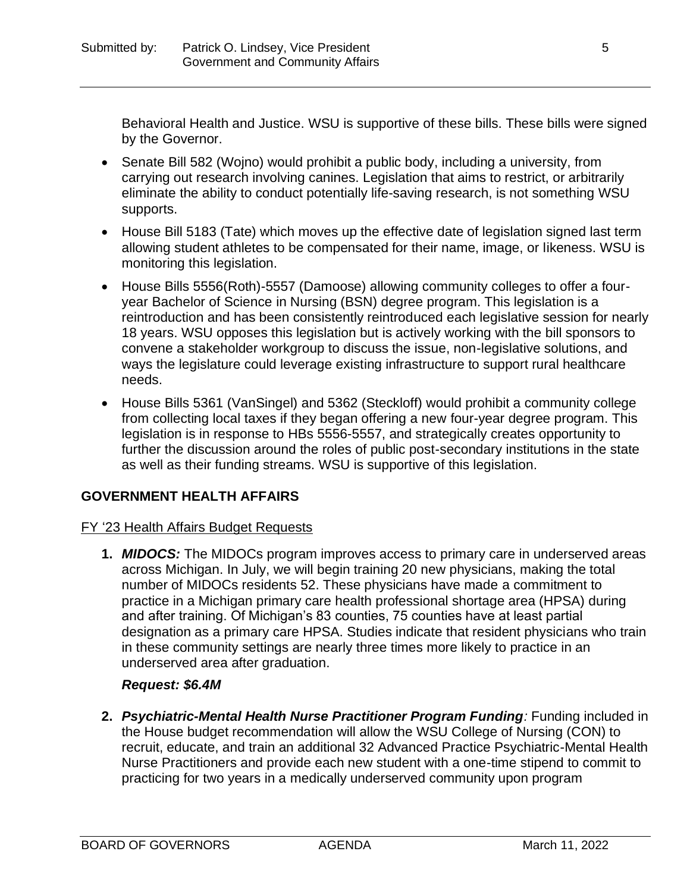Behavioral Health and Justice. WSU is supportive of these bills. These bills were signed by the Governor.

- Senate Bill 582 (Wojno) would prohibit a public body, including a university, from carrying out research involving canines. Legislation that aims to restrict, or arbitrarily eliminate the ability to conduct potentially life-saving research, is not something WSU supports.
- House Bill 5183 (Tate) which moves up the effective date of legislation signed last term allowing student athletes to be compensated for their name, image, or likeness. WSU is monitoring this legislation.
- House Bills 5556(Roth)-5557 (Damoose) allowing community colleges to offer a four-year Bachelor of Science in Nursing (BSN) degree program. This legislation is a reintroduction and has been consistently reintroduced each legislative session for nearly 18 years. WSU opposes this legislation but is actively working with the bill sponsors to convene a stakeholder workgroup to discuss the issue, non-legislative solutions, and ways the legislature could leverage existing infrastructure to support rural healthcare needs.
- House Bills 5361 (VanSingel) and 5362 (Steckloff) would prohibit a community college from collecting local taxes if they began offering a new four-year degree program. This legislation is in response to HBs 5556-5557, and strategically creates opportunity to further the discussion around the roles of public post-secondary institutions in the state as well as their funding streams. WSU is supportive of this legislation.

## GOVERNMENT HEALTH AFFAIRS

FY '23 Health Affairs Budget Requests

1. ***MIDOCS:*** The MIDOCs program improves access to primary care in underserved areas across Michigan. In July, we will begin training 20 new physicians, making the total number of MIDOCs residents 52. These physicians have made a commitment to practice in a Michigan primary care health professional shortage area (HPSA) during and after training. Of Michigan's 83 counties, 75 counties have at least partial designation as a primary care HPSA. Studies indicate that resident physicians who train in these community settings are nearly three times more likely to practice in an underserved area after graduation.

   ***Request: $6.4M***

2. ***Psychiatric-Mental Health Nurse Practitioner Program Funding:*** Funding included in the House budget recommendation will allow the WSU College of Nursing (CON) to recruit, educate, and train an additional 32 Advanced Practice Psychiatric-Mental Health Nurse Practitioners and provide each new student with a one-time stipend to commit to practicing for two years in a medically underserved community upon program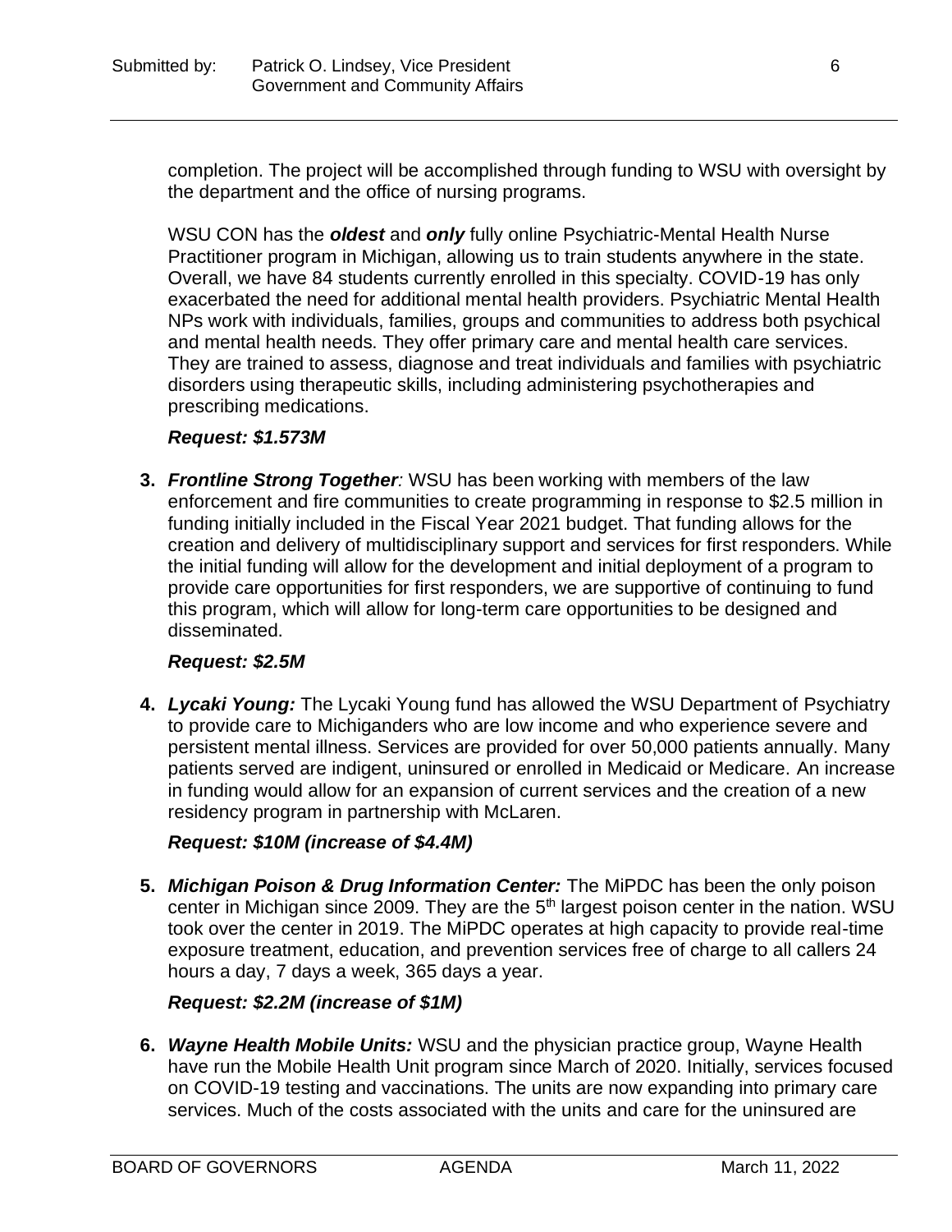completion. The project will be accomplished through funding to WSU with oversight by the department and the office of nursing programs.

WSU CON has the ***oldest*** and ***only*** fully online Psychiatric-Mental Health Nurse Practitioner program in Michigan, allowing us to train students anywhere in the state. Overall, we have 84 students currently enrolled in this specialty. COVID-19 has only exacerbated the need for additional mental health providers. Psychiatric Mental Health NPs work with individuals, families, groups and communities to address both psychical and mental health needs. They offer primary care and mental health care services. They are trained to assess, diagnose and treat individuals and families with psychiatric disorders using therapeutic skills, including administering psychotherapies and prescribing medications.

***Request: $1.573M***

3. ***Frontline Strong Together**:* WSU has been working with members of the law enforcement and fire communities to create programming in response to $2.5 million in funding initially included in the Fiscal Year 2021 budget. That funding allows for the creation and delivery of multidisciplinary support and services for first responders. While the initial funding will allow for the development and initial deployment of a program to provide care opportunities for first responders, we are supportive of continuing to fund this program, which will allow for long-term care opportunities to be designed and disseminated.

   ***Request: $2.5M***

4. ***Lycaki Young:*** The Lycaki Young fund has allowed the WSU Department of Psychiatry to provide care to Michiganders who are low income and who experience severe and persistent mental illness. Services are provided for over 50,000 patients annually. Many patients served are indigent, uninsured or enrolled in Medicaid or Medicare. An increase in funding would allow for an expansion of current services and the creation of a new residency program in partnership with McLaren.

   ***Request: $10M (increase of $4.4M)***

5. ***Michigan Poison & Drug Information Center:*** The MiPDC has been the only poison center in Michigan since 2009. They are the 5th largest poison center in the nation. WSU took over the center in 2019. The MiPDC operates at high capacity to provide real-time exposure treatment, education, and prevention services free of charge to all callers 24 hours a day, 7 days a week, 365 days a year.

   ***Request: $2.2M (increase of $1M)***

6. ***Wayne Health Mobile Units:*** WSU and the physician practice group, Wayne Health have run the Mobile Health Unit program since March of 2020. Initially, services focused on COVID-19 testing and vaccinations. The units are now expanding into primary care services. Much of the costs associated with the units and care for the uninsured are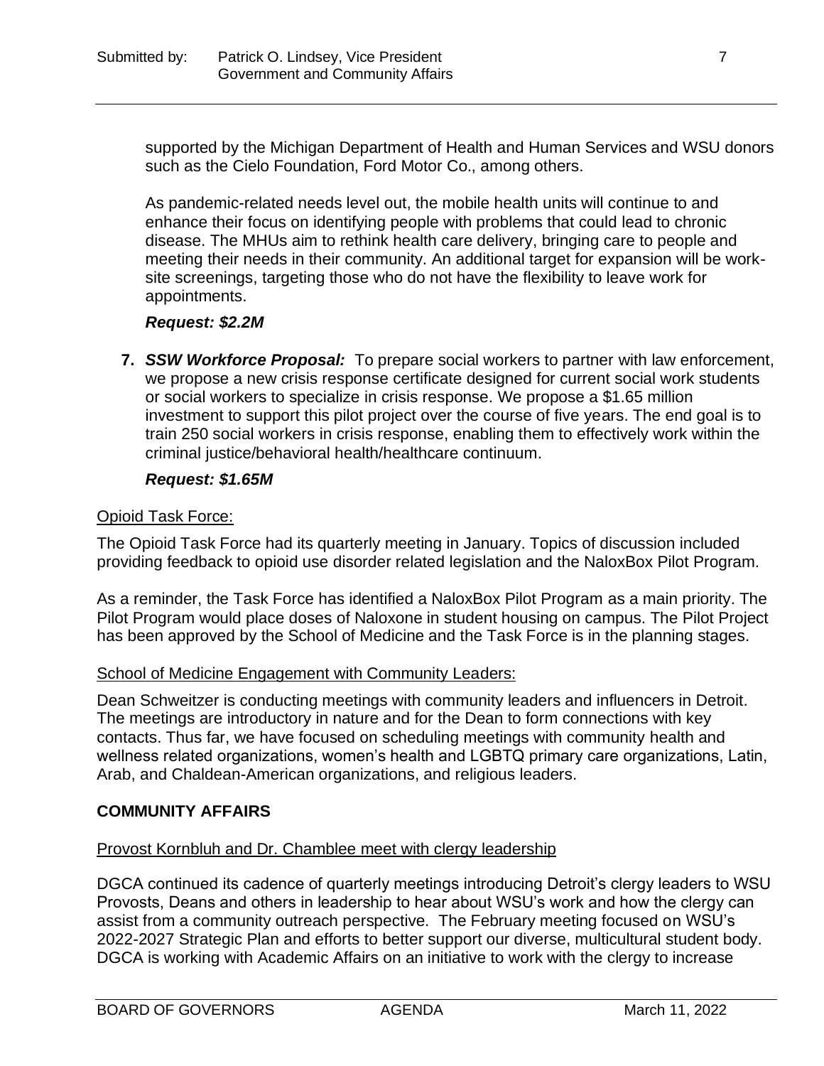supported by the Michigan Department of Health and Human Services and WSU donors such as the Cielo Foundation, Ford Motor Co., among others.

As pandemic-related needs level out, the mobile health units will continue to and enhance their focus on identifying people with problems that could lead to chronic disease. The MHUs aim to rethink health care delivery, bringing care to people and meeting their needs in their community. An additional target for expansion will be work-site screenings, targeting those who do not have the flexibility to leave work for appointments.

***Request: $2.2M***

7. ***SSW Workforce Proposal:*** To prepare social workers to partner with law enforcement, we propose a new crisis response certificate designed for current social work students or social workers to specialize in crisis response. We propose a $1.65 million investment to support this pilot project over the course of five years. The end goal is to train 250 social workers in crisis response, enabling them to effectively work within the criminal justice/behavioral health/healthcare continuum.

   ***Request: $1.65M***

<u>Opioid Task Force:</u>

The Opioid Task Force had its quarterly meeting in January. Topics of discussion included providing feedback to opioid use disorder related legislation and the NaloxBox Pilot Program.

As a reminder, the Task Force has identified a NaloxBox Pilot Program as a main priority. The Pilot Program would place doses of Naloxone in student housing on campus. The Pilot Project has been approved by the School of Medicine and the Task Force is in the planning stages.

<u>School of Medicine Engagement with Community Leaders:</u>

Dean Schweitzer is conducting meetings with community leaders and influencers in Detroit. The meetings are introductory in nature and for the Dean to form connections with key contacts. Thus far, we have focused on scheduling meetings with community health and wellness related organizations, women's health and LGBTQ primary care organizations, Latin, Arab, and Chaldean-American organizations, and religious leaders.

## COMMUNITY AFFAIRS

<u>Provost Kornbluh and Dr. Chamblee meet with clergy leadership</u>

DGCA continued its cadence of quarterly meetings introducing Detroit's clergy leaders to WSU Provosts, Deans and others in leadership to hear about WSU's work and how the clergy can assist from a community outreach perspective. The February meeting focused on WSU's 2022-2027 Strategic Plan and efforts to better support our diverse, multicultural student body. DGCA is working with Academic Affairs on an initiative to work with the clergy to increase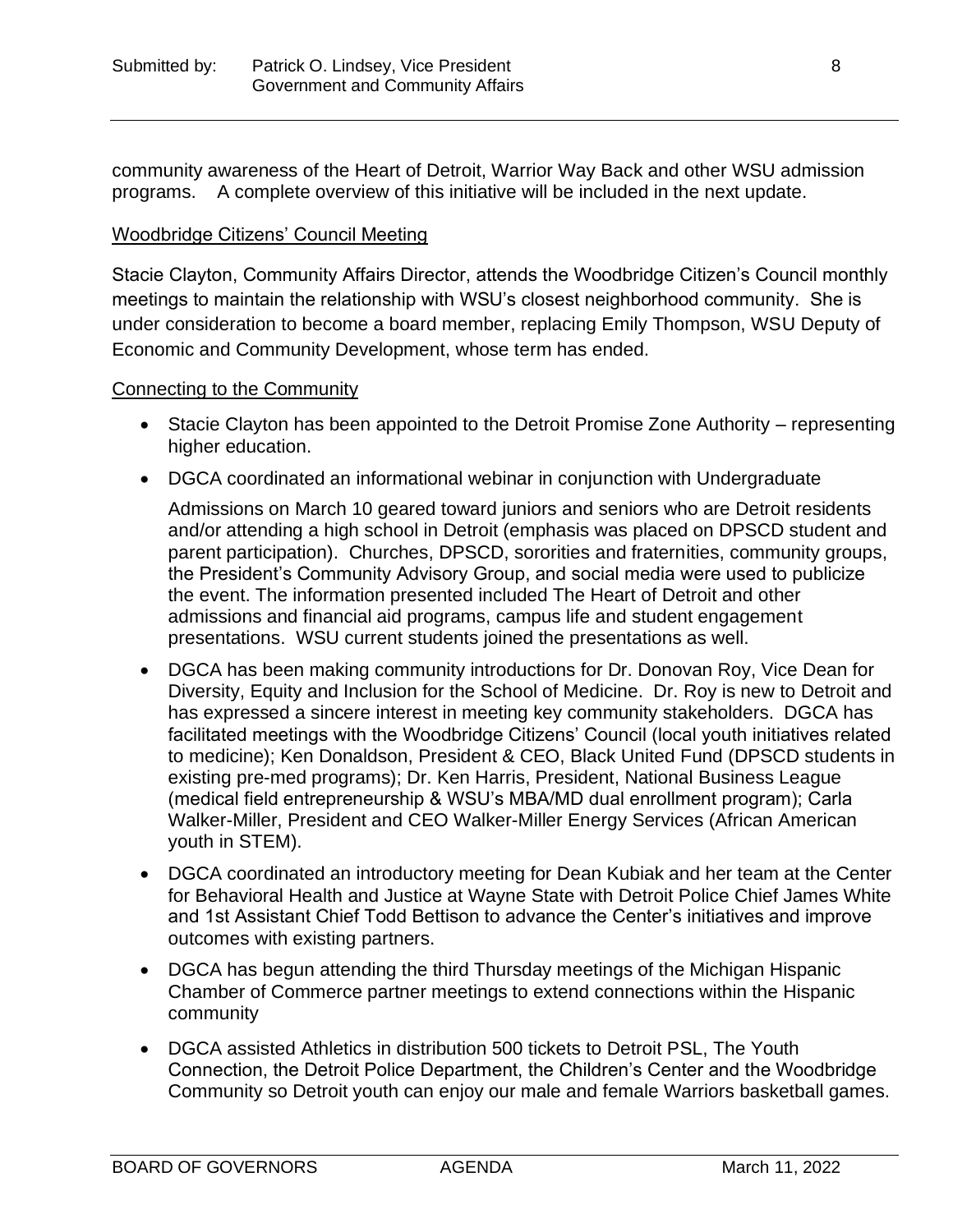community awareness of the Heart of Detroit, Warrior Way Back and other WSU admission programs. A complete overview of this initiative will be included in the next update.

Woodbridge Citizens' Council Meeting

Stacie Clayton, Community Affairs Director, attends the Woodbridge Citizen's Council monthly meetings to maintain the relationship with WSU's closest neighborhood community. She is under consideration to become a board member, replacing Emily Thompson, WSU Deputy of Economic and Community Development, whose term has ended.

Connecting to the Community

- Stacie Clayton has been appointed to the Detroit Promise Zone Authority – representing higher education.
- DGCA coordinated an informational webinar in conjunction with Undergraduate Admissions on March 10 geared toward juniors and seniors who are Detroit residents and/or attending a high school in Detroit (emphasis was placed on DPSCD student and parent participation). Churches, DPSCD, sororities and fraternities, community groups, the President's Community Advisory Group, and social media were used to publicize the event. The information presented included The Heart of Detroit and other admissions and financial aid programs, campus life and student engagement presentations. WSU current students joined the presentations as well.
- DGCA has been making community introductions for Dr. Donovan Roy, Vice Dean for Diversity, Equity and Inclusion for the School of Medicine. Dr. Roy is new to Detroit and has expressed a sincere interest in meeting key community stakeholders. DGCA has facilitated meetings with the Woodbridge Citizens' Council (local youth initiatives related to medicine); Ken Donaldson, President & CEO, Black United Fund (DPSCD students in existing pre-med programs); Dr. Ken Harris, President, National Business League (medical field entrepreneurship & WSU's MBA/MD dual enrollment program); Carla Walker-Miller, President and CEO Walker-Miller Energy Services (African American youth in STEM).
- DGCA coordinated an introductory meeting for Dean Kubiak and her team at the Center for Behavioral Health and Justice at Wayne State with Detroit Police Chief James White and 1st Assistant Chief Todd Bettison to advance the Center's initiatives and improve outcomes with existing partners.
- DGCA has begun attending the third Thursday meetings of the Michigan Hispanic Chamber of Commerce partner meetings to extend connections within the Hispanic community
- DGCA assisted Athletics in distribution 500 tickets to Detroit PSL, The Youth Connection, the Detroit Police Department, the Children's Center and the Woodbridge Community so Detroit youth can enjoy our male and female Warriors basketball games.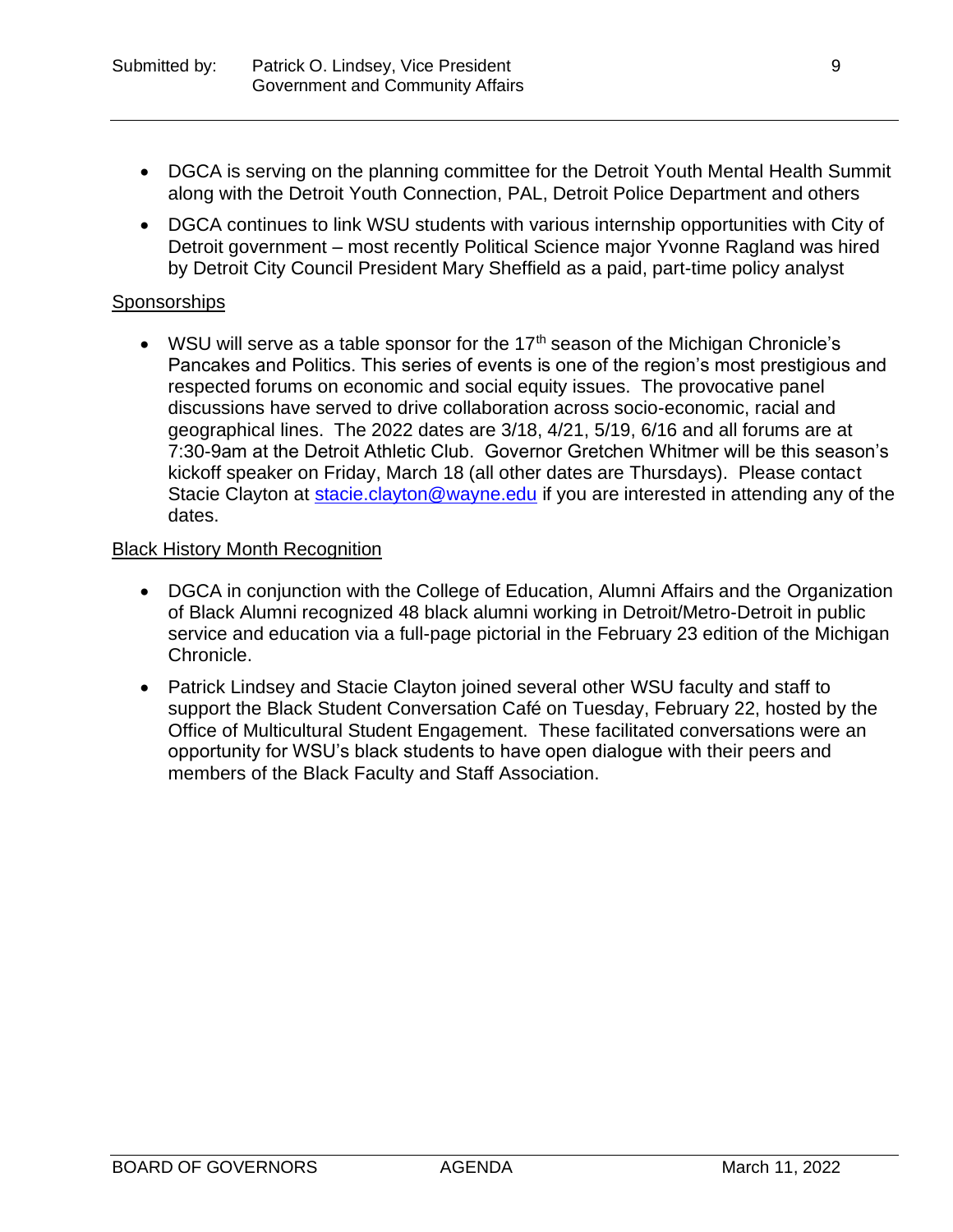- DGCA is serving on the planning committee for the Detroit Youth Mental Health Summit along with the Detroit Youth Connection, PAL, Detroit Police Department and others
- DGCA continues to link WSU students with various internship opportunities with City of Detroit government – most recently Political Science major Yvonne Ragland was hired by Detroit City Council President Mary Sheffield as a paid, part-time policy analyst

Sponsorships

- WSU will serve as a table sponsor for the 17th season of the Michigan Chronicle's Pancakes and Politics. This series of events is one of the region's most prestigious and respected forums on economic and social equity issues. The provocative panel discussions have served to drive collaboration across socio-economic, racial and geographical lines. The 2022 dates are 3/18, 4/21, 5/19, 6/16 and all forums are at 7:30-9am at the Detroit Athletic Club. Governor Gretchen Whitmer will be this season's kickoff speaker on Friday, March 18 (all other dates are Thursdays). Please contact Stacie Clayton at stacie.clayton@wayne.edu if you are interested in attending any of the dates.

Black History Month Recognition

- DGCA in conjunction with the College of Education, Alumni Affairs and the Organization of Black Alumni recognized 48 black alumni working in Detroit/Metro-Detroit in public service and education via a full-page pictorial in the February 23 edition of the Michigan Chronicle.
- Patrick Lindsey and Stacie Clayton joined several other WSU faculty and staff to support the Black Student Conversation Café on Tuesday, February 22, hosted by the Office of Multicultural Student Engagement. These facilitated conversations were an opportunity for WSU's black students to have open dialogue with their peers and members of the Black Faculty and Staff Association.